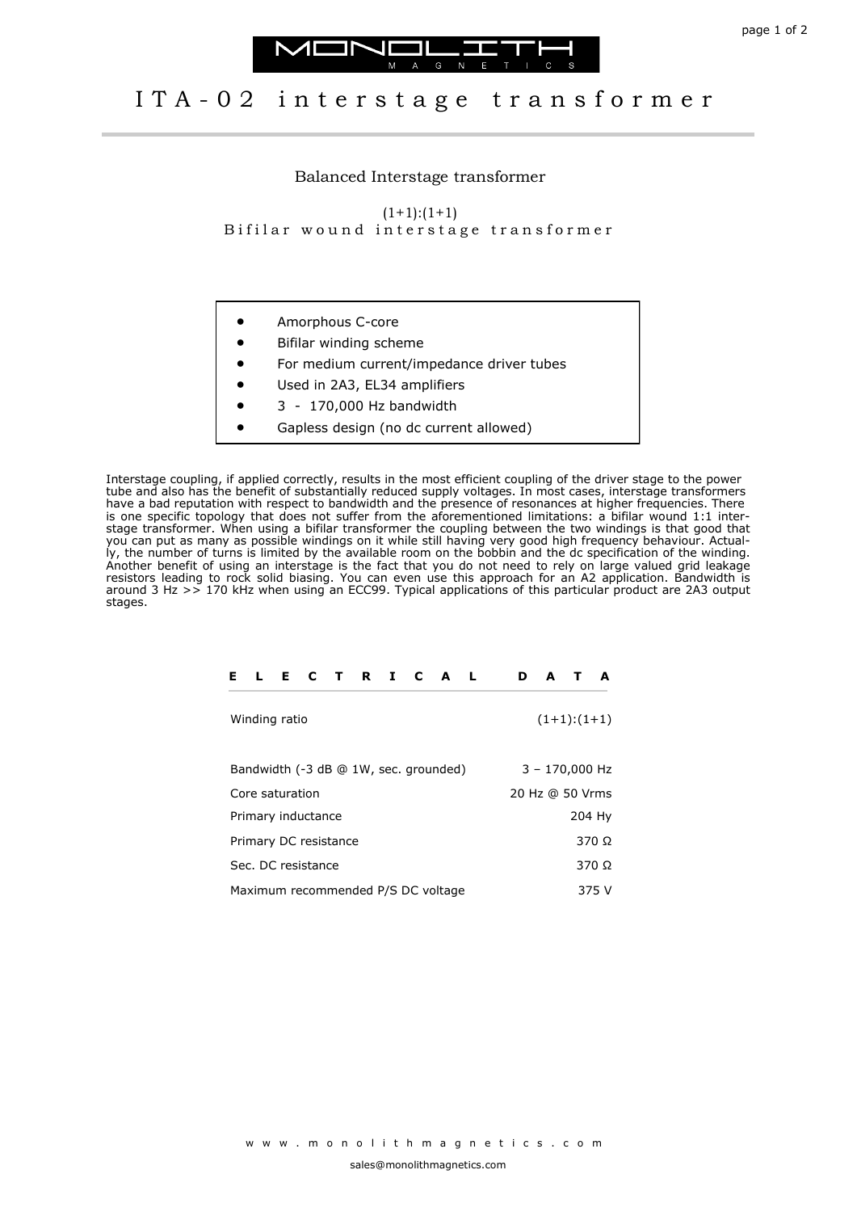MONOLITH MAGNETICS

# ITA-02 interstage transformer

## Balanced Interstage transformer

(1+1):(1+1)

Bifilar wound interstage transformer

- Amorphous C-core
- Bifilar winding scheme
- For medium current/impedance driver tubes
- Used in 2A3, EL34 amplifiers
- 3 - 170,000 Hz bandwidth
- Gapless design (no dc current allowed)

Interstage coupling, if applied correctly, results in the most efficient coupling of the driver stage to the power tube and also has the benefit of substantially reduced supply voltages. In most cases, interstage transformers have a bad reputation with respect to bandwidth and the presence of resonances at higher frequencies. There is one specific topology that does not suffer from the aforementioned limitations: a bifilar wound 1:1 interstage transformer. When using a bifilar transformer the coupling between the two windings is that good that you can put as many as possible windings on it while still having very good high frequency behaviour. Actually, the number of turns is limited by the available room on the bobbin and the dc specification of the winding. Another benefit of using an interstage is the fact that you do not need to rely on large valued grid leakage resistors leading to rock solid biasing. You can even use this approach for an A2 application. Bandwidth is around 3 Hz >> 170 kHz when using an ECC99. Typical applications of this particular product are 2A3 output stages.

## ELECTRICAL DATA

| | |
|---|---|
| Winding ratio | (1+1):(1+1) |
| Bandwidth (-3 dB @ 1W, sec. grounded) | 3 – 170,000 Hz |
| Core saturation | 20 Hz @ 50 Vrms |
| Primary inductance | 204 Hy |
| Primary DC resistance | 370 Ω |
| Sec. DC resistance | 370 Ω |
| Maximum recommended P/S DC voltage | 375 V |

www.monolithmagnetics.com

sales@monolithmagnetics.com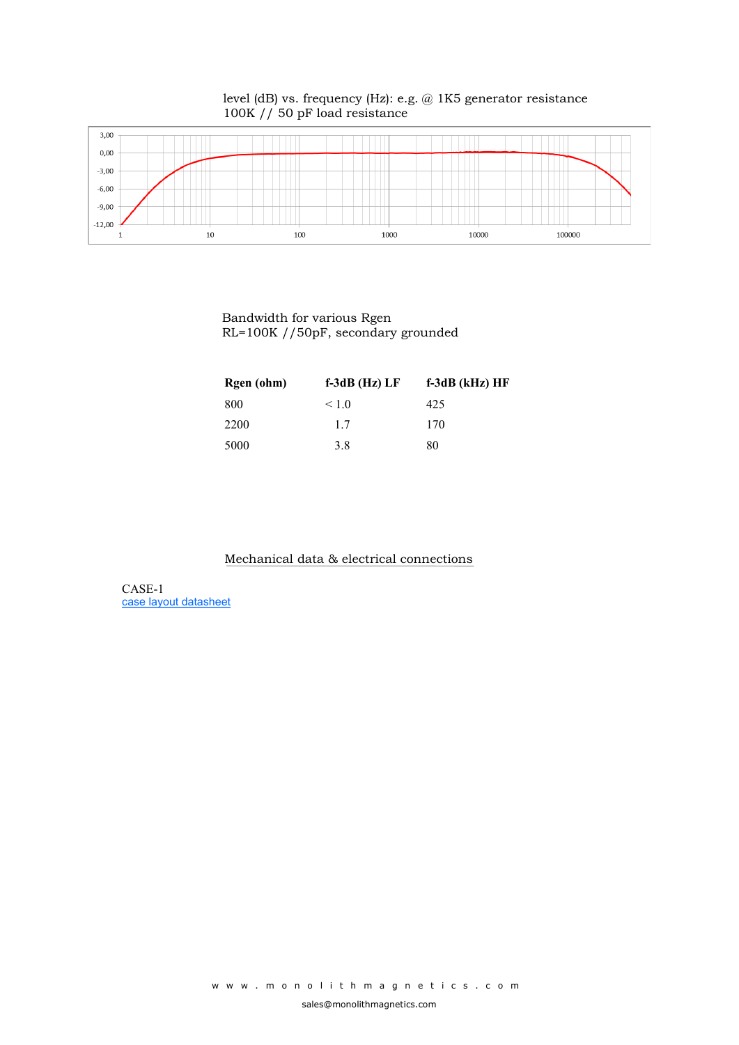level (dB) vs. frequency (Hz): e.g. @ 1K5 generator resistance
100K // 50 pF load resistance

3,00
0,00
-3,00
-6,00
-9,00
-12,00
1
10
100
1000
10000
100000

Bandwidth for various Rgen
RL=100K //50pF, secondary grounded

| Rgen (ohm) | f-3dB (Hz) LF | f-3dB (kHz) HF |
|---|---|---|
| 800 | < 1.0 | 425 |
| 2200 | 1.7 | 170 |
| 5000 | 3.8 | 80 |

## Mechanical data & electrical connections

CASE-1
case layout datasheet

w w w . m o n o l i t h m a g n e t i c s . c o m

sales@monolithmagnetics.com